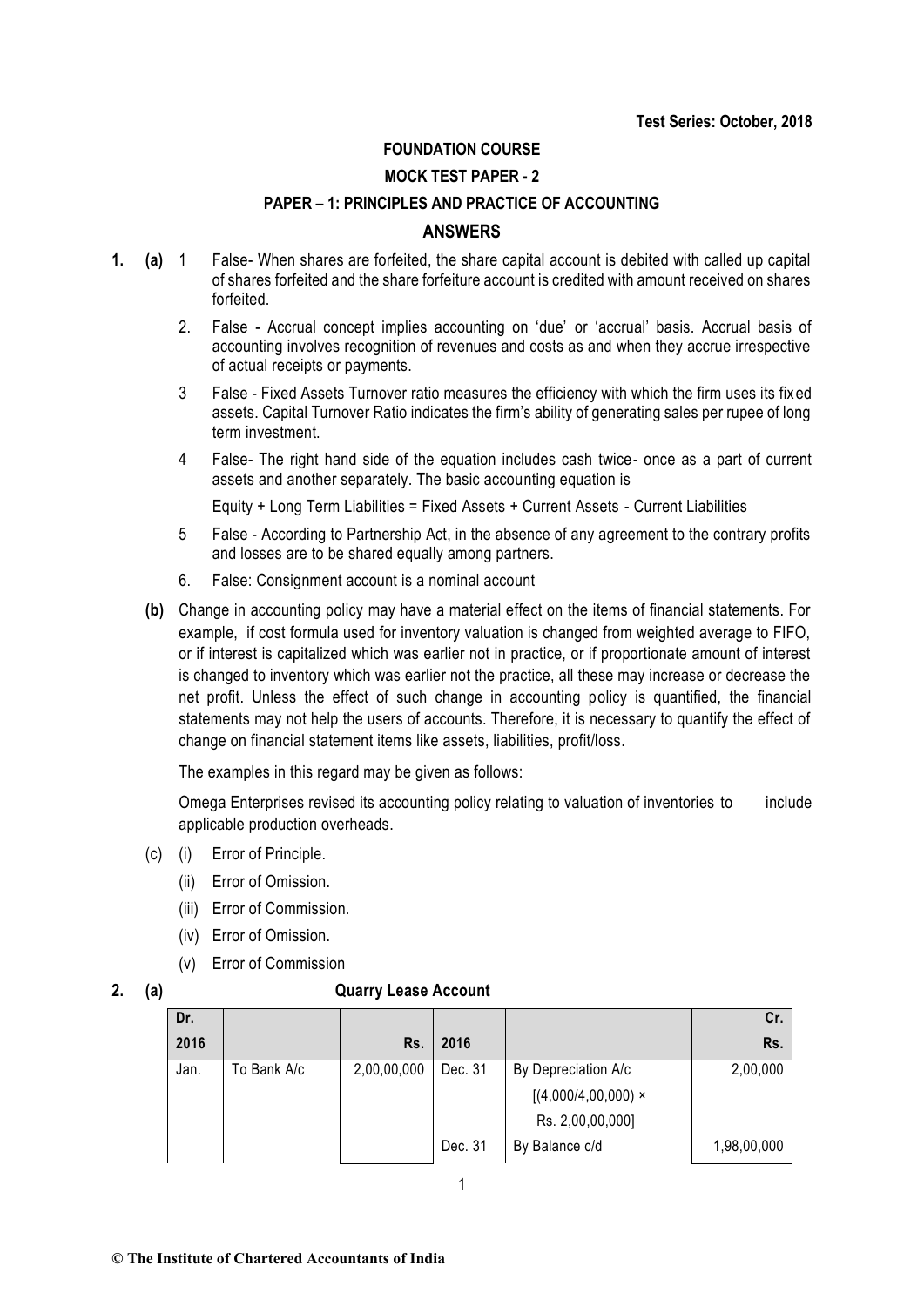**Test Series: October, 2018**

**FOUNDATION COURSE**

**MOCK TEST PAPER - 2**

**PAPER – 1: PRINCIPLES AND PRACTICE OF ACCOUNTING**

## ANSWERS

**1. (a)** 1 False- When shares are forfeited, the share capital account is debited with called up capital of shares forfeited and the share forfeiture account is credited with amount received on shares forfeited.

2. False - Accrual concept implies accounting on 'due' or 'accrual' basis. Accrual basis of accounting involves recognition of revenues and costs as and when they accrue irrespective of actual receipts or payments.

3 False - Fixed Assets Turnover ratio measures the efficiency with which the firm uses its fixed assets. Capital Turnover Ratio indicates the firm's ability of generating sales per rupee of long term investment.

4 False- The right hand side of the equation includes cash twice- once as a part of current assets and another separately. The basic accounting equation is

Equity + Long Term Liabilities = Fixed Assets + Current Assets - Current Liabilities

5 False - According to Partnership Act, in the absence of any agreement to the contrary profits and losses are to be shared equally among partners.

6. False: Consignment account is a nominal account

**(b)** Change in accounting policy may have a material effect on the items of financial statements. For example, if cost formula used for inventory valuation is changed from weighted average to FIFO, or if interest is capitalized which was earlier not in practice, or if proportionate amount of interest is changed to inventory which was earlier not the practice, all these may increase or decrease the net profit. Unless the effect of such change in accounting policy is quantified, the financial statements may not help the users of accounts. Therefore, it is necessary to quantify the effect of change on financial statement items like assets, liabilities, profit/loss.

The examples in this regard may be given as follows:

Omega Enterprises revised its accounting policy relating to valuation of inventories to include applicable production overheads.

(c) (i) Error of Principle.

(ii) Error of Omission.

(iii) Error of Commission.

(iv) Error of Omission.

(v) Error of Commission

**2. (a) Quarry Lease Account**

| Dr. | | | | | Cr. |
|---|---|---|---|---|---|
| 2016 | | Rs. | 2016 | | Rs. |
| Jan. | To Bank A/c | 2,00,00,000 | Dec. 31 | By Depreciation A/c | 2,00,000 |
| | | | | [(4,000/4,00,000) × | |
| | | | | Rs. 2,00,00,000] | |
| | | | Dec. 31 | By Balance c/d | 1,98,00,000 |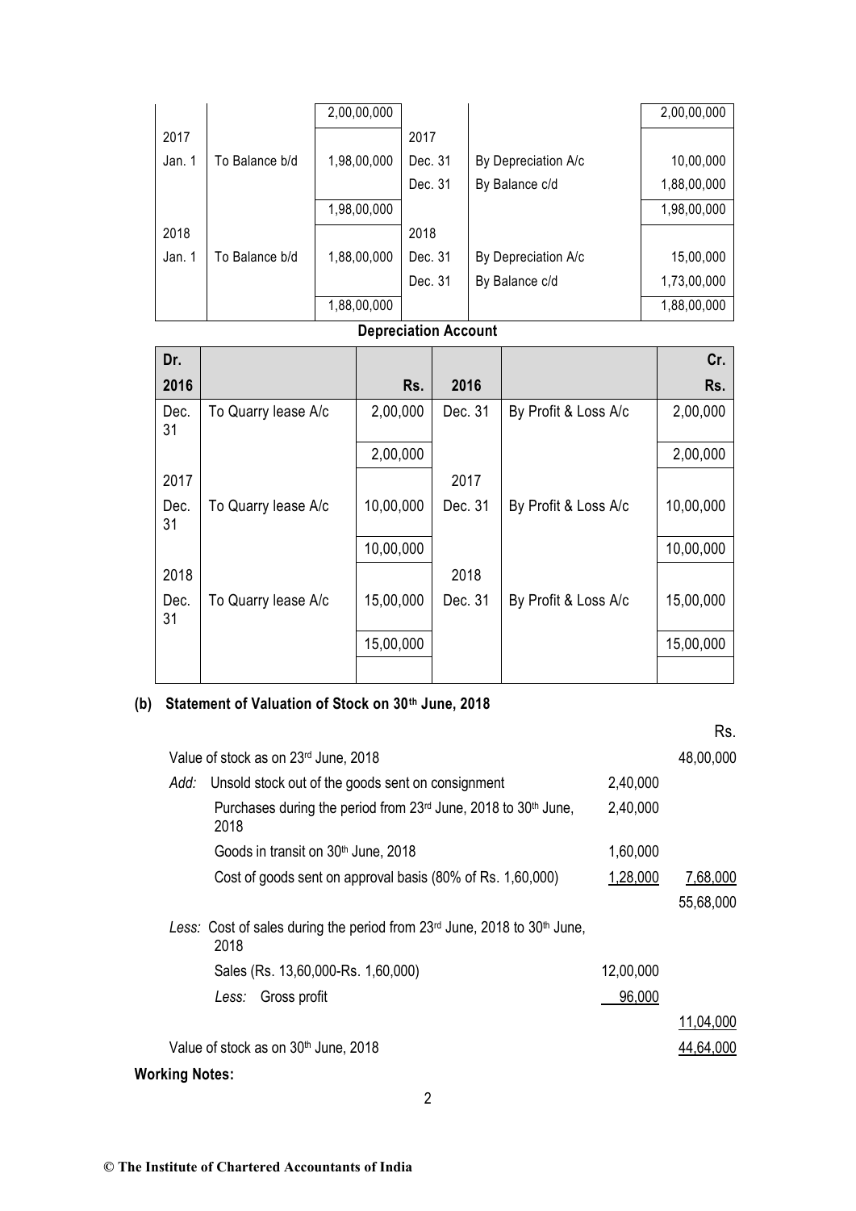| | | | | | |
|---|---|---|---|---|---|
| | | 2,00,00,000 | | | 2,00,00,000 |
| 2017 | | | 2017 | | |
| Jan. 1 | To Balance b/d | 1,98,00,000 | Dec. 31 | By Depreciation A/c | 10,00,000 |
| | | | Dec. 31 | By Balance c/d | 1,88,00,000 |
| | | 1,98,00,000 | | | 1,98,00,000 |
| 2018 | | | 2018 | | |
| Jan. 1 | To Balance b/d | 1,88,00,000 | Dec. 31 | By Depreciation A/c | 15,00,000 |
| | | | Dec. 31 | By Balance c/d | 1,73,00,000 |
| | | 1,88,00,000 | | | 1,88,00,000 |

**Depreciation Account**

| Dr. | | | | | Cr. |
|---|---|---|---|---|---|
| **2016** | | **Rs.** | **2016** | | **Rs.** |
| Dec. 31 | To Quarry lease A/c | 2,00,000 | Dec. 31 | By Profit & Loss A/c | 2,00,000 |
| | | 2,00,000 | | | 2,00,000 |
| 2017 | | | 2017 | | |
| Dec. 31 | To Quarry lease A/c | 10,00,000 | Dec. 31 | By Profit & Loss A/c | 10,00,000 |
| | | 10,00,000 | | | 10,00,000 |
| 2018 | | | 2018 | | |
| Dec. 31 | To Quarry lease A/c | 15,00,000 | Dec. 31 | By Profit & Loss A/c | 15,00,000 |
| | | 15,00,000 | | | 15,00,000 |

**(b) Statement of Valuation of Stock on 30th June, 2018**

| | | Rs. |
|---|---|---|
| Value of stock as on 23rd June, 2018 | | 48,00,000 |
| *Add:* Unsold stock out of the goods sent on consignment | 2,40,000 | |
| Purchases during the period from 23rd June, 2018 to 30th June, 2018 | 2,40,000 | |
| Goods in transit on 30th June, 2018 | 1,60,000 | |
| Cost of goods sent on approval basis (80% of Rs. 1,60,000) | 1,28,000 | 7,68,000 |
| | | 55,68,000 |
| *Less:* Cost of sales during the period from 23rd June, 2018 to 30th June, 2018 | | |
| Sales (Rs. 13,60,000-Rs. 1,60,000) | 12,00,000 | |
| *Less:* Gross profit | 96,000 | |
| | | 11,04,000 |
| Value of stock as on 30th June, 2018 | | 44,64,000 |

**Working Notes:**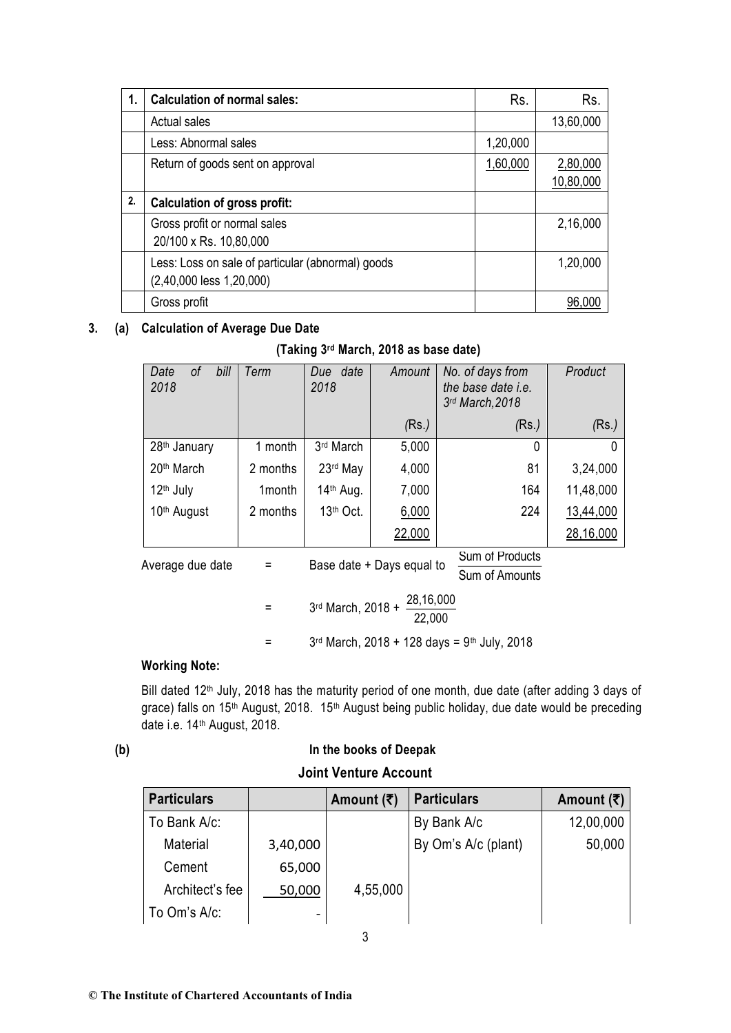| 1. | Calculation of normal sales: | Rs. | Rs. |
|---|---|---|---|
| | Actual sales | | 13,60,000 |
| | Less: Abnormal sales | 1,20,000 | |
| | Return of goods sent on approval | 1,60,000 | 2,80,000 |
| | | | 10,80,000 |
| 2. | **Calculation of gross profit:** | | |
| | Gross profit or normal sales<br>20/100 x Rs. 10,80,000 | | 2,16,000 |
| | Less: Loss on sale of particular (abnormal) goods<br>(2,40,000 less 1,20,000) | | 1,20,000 |
| | Gross profit | | 96,000 |

**3. (a) Calculation of Average Due Date**

**(Taking 3rd March, 2018 as base date)**

| *Date of bill 2018* | *Term* | *Due date 2018* | *Amount* | *No. of days from the base date i.e. 3rd March, 2018* | *Product* |
|---|---|---|---|---|---|
| | | | *(Rs.)* | *(Rs.)* | *(Rs.)* |
| 28th January | 1 month | 3rd March | 5,000 | 0 | 0 |
| 20th March | 2 months | 23rd May | 4,000 | 81 | 3,24,000 |
| 12th July | 1month | 14th Aug. | 7,000 | 164 | 11,48,000 |
| 10th August | 2 months | 13th Oct. | 6,000 | 224 | 13,44,000 |
| | | | 22,000 | | 28,16,000 |

$$\text{Average due date} = \text{Base date} + \text{Days equal to } \frac{\text{Sum of Products}}{\text{Sum of Amounts}}$$

$$= 3^{rd}\text{ March, 2018} + \frac{28,16,000}{22,000}$$

$$= 3^{rd}\text{ March, 2018} + 128\text{ days} = 9^{th}\text{ July, 2018}$$

**Working Note:**

Bill dated 12th July, 2018 has the maturity period of one month, due date (after adding 3 days of grace) falls on 15th August, 2018. 15th August being public holiday, due date would be preceding date i.e. 14th August, 2018.

**(b) In the books of Deepak**

**Joint Venture Account**

| Particulars | | Amount (₹) | Particulars | Amount (₹) |
|---|---|---|---|---|
| To Bank A/c: | | | By Bank A/c | 12,00,000 |
| Material | 3,40,000 | | By Om's A/c (plant) | 50,000 |
| Cement | 65,000 | | | |
| Architect's fee | 50,000 | 4,55,000 | | |
| To Om's A/c: | - | | | |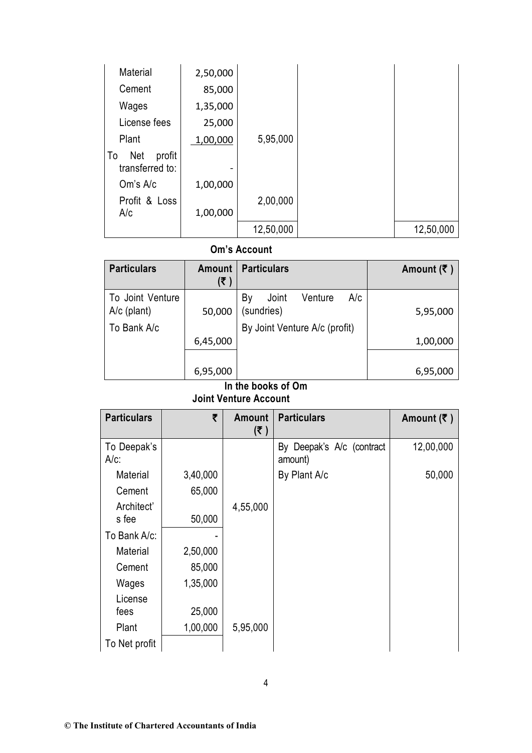| | | | | |
|---|---|---|---|---|
| Material | 2,50,000 | | | |
| Cement | 85,000 | | | |
| Wages | 1,35,000 | | | |
| License fees | 25,000 | | | |
| Plant | 1,00,000 | 5,95,000 | | |
| To Net profit transferred to: | - | | | |
| Om's A/c | 1,00,000 | | | |
| Profit & Loss A/c | 1,00,000 | 2,00,000 | | |
| | | 12,50,000 | | 12,50,000 |

**Om's Account**

| Particulars | Amount (₹ ) | Particulars | Amount (₹ ) |
|---|---|---|---|
| To Joint Venture A/c (plant) | 50,000 | By Joint Venture A/c (sundries) | 5,95,000 |
| To Bank A/c | 6,45,000 | By Joint Venture A/c (profit) | 1,00,000 |
| | 6,95,000 | | 6,95,000 |

**In the books of Om**
**Joint Venture Account**

| Particulars | ₹ | Amount (₹ ) | Particulars | Amount (₹ ) |
|---|---|---|---|---|
| To Deepak's A/c: | | | By Deepak's A/c (contract amount) | 12,00,000 |
| Material | 3,40,000 | | By Plant A/c | 50,000 |
| Cement | 65,000 | | | |
| Architect's fee | 50,000 | 4,55,000 | | |
| To Bank A/c: | - | | | |
| Material | 2,50,000 | | | |
| Cement | 85,000 | | | |
| Wages | 1,35,000 | | | |
| License fees | 25,000 | | | |
| Plant | 1,00,000 | 5,95,000 | | |
| To Net profit | | | | |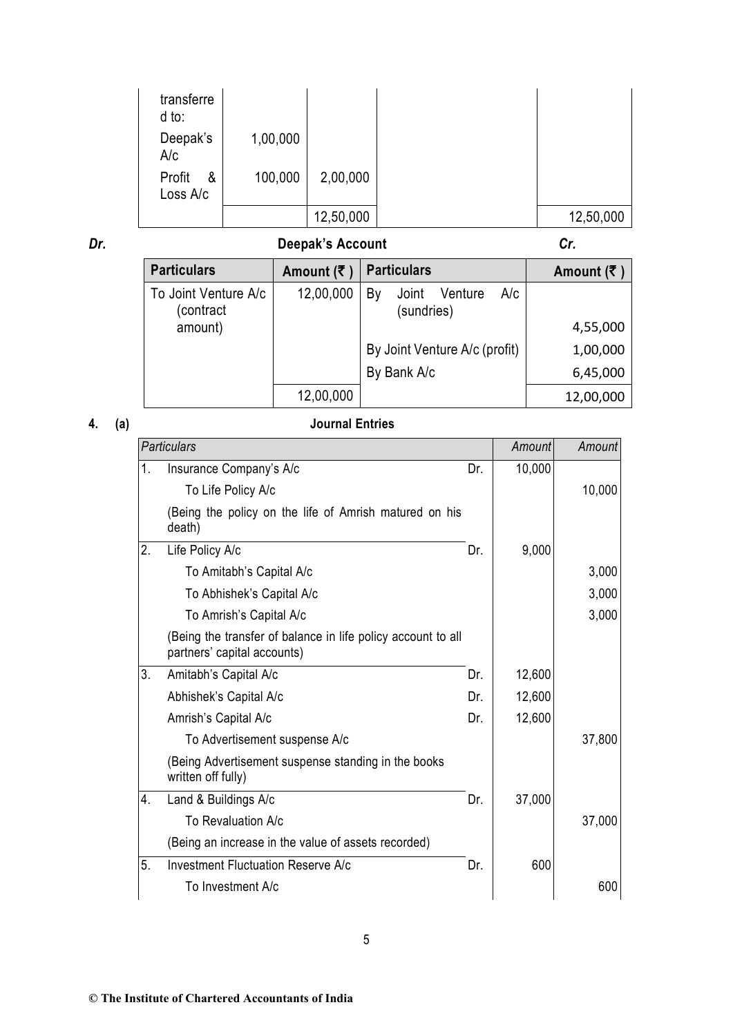| | | | | |
|---|---|---|---|---|
| transferred to: | | | | |
| Deepak's A/c | 1,00,000 | | | |
| Profit & Loss A/c | 100,000 | 2,00,000 | | |
| | | 12,50,000 | | 12,50,000 |

**Dr.** **Deepak's Account** **Cr.**

| Particulars | Amount (₹) | Particulars | Amount (₹) |
|---|---|---|---|
| To Joint Venture A/c (contract amount) | 12,00,000 | By Joint Venture A/c (sundries) | 4,55,000 |
| | | By Joint Venture A/c (profit) | 1,00,000 |
| | | By Bank A/c | 6,45,000 |
| | 12,00,000 | | 12,00,000 |

**4. (a)** **Journal Entries**

| | *Particulars* | | *Amount* | *Amount* |
|---|---|---|---|---|
| 1. | Insurance Company's A/c | Dr. | 10,000 | |
| | To Life Policy A/c | | | 10,000 |
| | (Being the policy on the life of Amrish matured on his death) | | | |
| 2. | Life Policy A/c | Dr. | 9,000 | |
| | To Amitabh's Capital A/c | | | 3,000 |
| | To Abhishek's Capital A/c | | | 3,000 |
| | To Amrish's Capital A/c | | | 3,000 |
| | (Being the transfer of balance in life policy account to all partners' capital accounts) | | | |
| 3. | Amitabh's Capital A/c | Dr. | 12,600 | |
| | Abhishek's Capital A/c | Dr. | 12,600 | |
| | Amrish's Capital A/c | Dr. | 12,600 | |
| | To Advertisement suspense A/c | | | 37,800 |
| | (Being Advertisement suspense standing in the books written off fully) | | | |
| 4. | Land & Buildings A/c | Dr. | 37,000 | |
| | To Revaluation A/c | | | 37,000 |
| | (Being an increase in the value of assets recorded) | | | |
| 5. | Investment Fluctuation Reserve A/c | Dr. | 600 | |
| | To Investment A/c | | | 600 |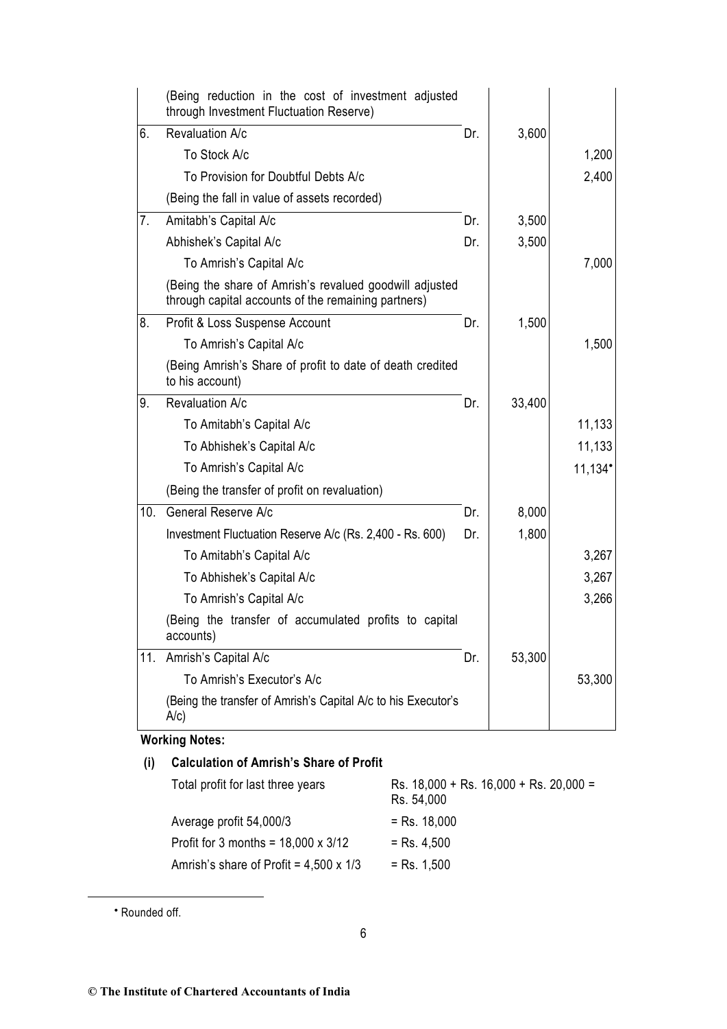| | | | | |
|---|---|---|---|---|
| | (Being reduction in the cost of investment adjusted through Investment Fluctuation Reserve) | | | |
| 6. | Revaluation A/c | Dr. | 3,600 | |
| | To Stock A/c | | | 1,200 |
| | To Provision for Doubtful Debts A/c | | | 2,400 |
| | (Being the fall in value of assets recorded) | | | |
| 7. | Amitabh's Capital A/c | Dr. | 3,500 | |
| | Abhishek's Capital A/c | Dr. | 3,500 | |
| | To Amrish's Capital A/c | | | 7,000 |
| | (Being the share of Amrish's revalued goodwill adjusted through capital accounts of the remaining partners) | | | |
| 8. | Profit & Loss Suspense Account | Dr. | 1,500 | |
| | To Amrish's Capital A/c | | | 1,500 |
| | (Being Amrish's Share of profit to date of death credited to his account) | | | |
| 9. | Revaluation A/c | Dr. | 33,400 | |
| | To Amitabh's Capital A/c | | | 11,133 |
| | To Abhishek's Capital A/c | | | 11,133 |
| | To Amrish's Capital A/c | | | 11,134* |
| | (Being the transfer of profit on revaluation) | | | |
| 10. | General Reserve A/c | Dr. | 8,000 | |
| | Investment Fluctuation Reserve A/c (Rs. 2,400 - Rs. 600) | Dr. | 1,800 | |
| | To Amitabh's Capital A/c | | | 3,267 |
| | To Abhishek's Capital A/c | | | 3,267 |
| | To Amrish's Capital A/c | | | 3,266 |
| | (Being the transfer of accumulated profits to capital accounts) | | | |
| 11. | Amrish's Capital A/c | Dr. | 53,300 | |
| | To Amrish's Executor's A/c | | | 53,300 |
| | (Being the transfer of Amrish's Capital A/c to his Executor's A/c) | | | |

**Working Notes:**

**(i) Calculation of Amrish's Share of Profit**

| | |
|---|---|
| Total profit for last three years | Rs. 18,000 + Rs. 16,000 + Rs. 20,000 = Rs. 54,000 |
| Average profit 54,000/3 | = Rs. 18,000 |
| Profit for 3 months = 18,000 x 3/12 | = Rs. 4,500 |
| Amrish's share of Profit = 4,500 x 1/3 | = Rs. 1,500 |

* Rounded off.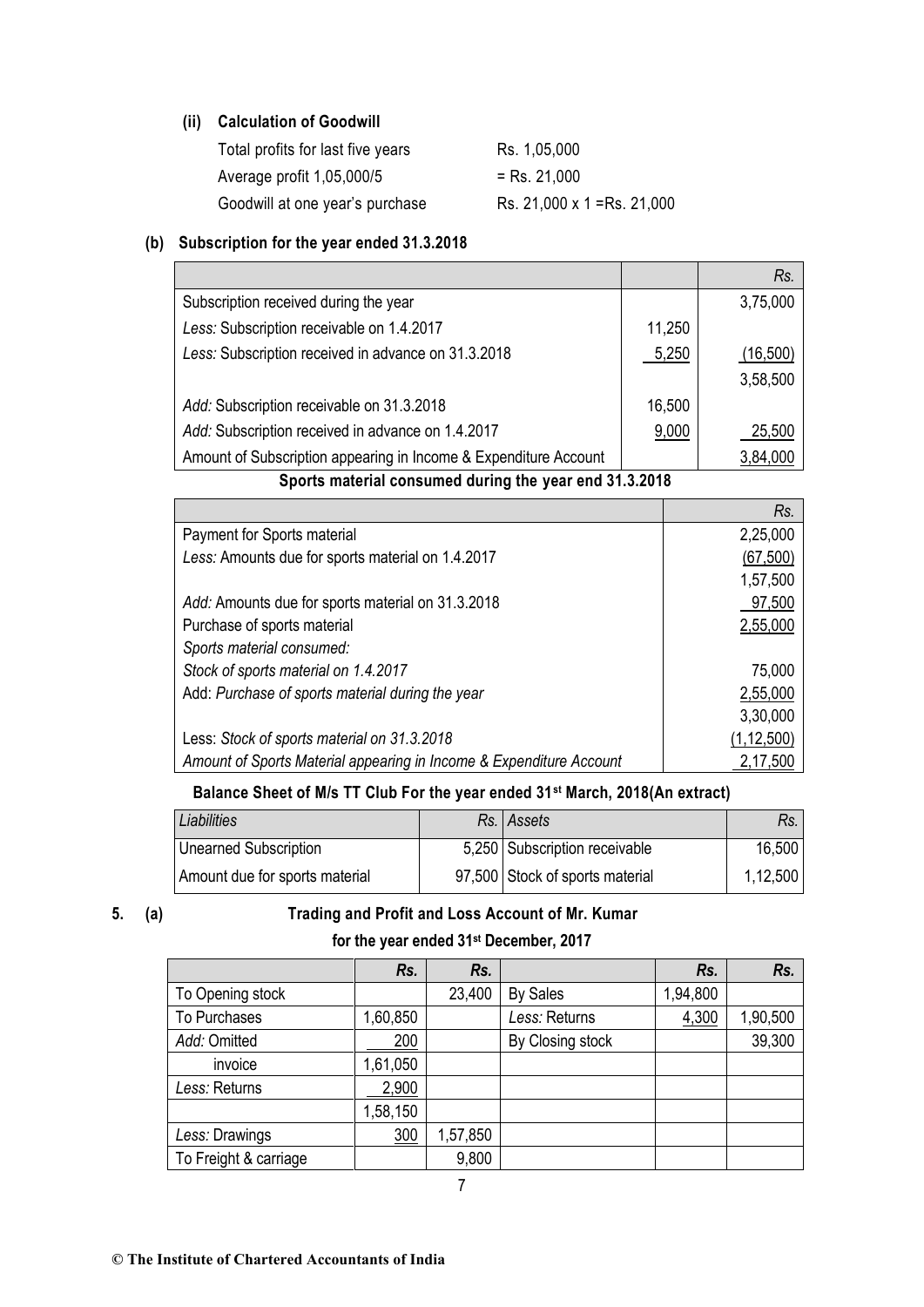**(ii) Calculation of Goodwill**

| | |
|---|---|
| Total profits for last five years | Rs. 1,05,000 |
| Average profit 1,05,000/5 | = Rs. 21,000 |
| Goodwill at one year's purchase | Rs. 21,000 x 1 =Rs. 21,000 |

**(b) Subscription for the year ended 31.3.2018**

| | | *Rs.* |
|---|---|---|
| Subscription received during the year | | 3,75,000 |
| *Less:* Subscription receivable on 1.4.2017 | 11,250 | |
| *Less:* Subscription received in advance on 31.3.2018 | 5,250 | (16,500) |
| | | 3,58,500 |
| *Add:* Subscription receivable on 31.3.2018 | 16,500 | |
| *Add:* Subscription received in advance on 1.4.2017 | 9,000 | 25,500 |
| Amount of Subscription appearing in Income & Expenditure Account | | 3,84,000 |

**Sports material consumed during the year end 31.3.2018**

| | *Rs.* |
|---|---|
| Payment for Sports material | 2,25,000 |
| *Less:* Amounts due for sports material on 1.4.2017 | (67,500) |
| | 1,57,500 |
| *Add:* Amounts due for sports material on 31.3.2018 | 97,500 |
| Purchase of sports material | 2,55,000 |
| *Sports material consumed:* | |
| *Stock of sports material on 1.4.2017* | 75,000 |
| Add: *Purchase of sports material during the year* | 2,55,000 |
| | 3,30,000 |
| Less: *Stock of sports material on 31.3.2018* | (1,12,500) |
| *Amount of Sports Material appearing in Income & Expenditure Account* | 2,17,500 |

**Balance Sheet of M/s TT Club For the year ended 31st March, 2018(An extract)**

| *Liabilities* | *Rs.* | *Assets* | *Rs.* |
|---|---|---|---|
| Unearned Subscription | 5,250 | Subscription receivable | 16,500 |
| Amount due for sports material | 97,500 | Stock of sports material | 1,12,500 |

**5. (a) Trading and Profit and Loss Account of Mr. Kumar**

**for the year ended 31st December, 2017**

| | *Rs.* | *Rs.* | | *Rs.* | *Rs.* |
|---|---|---|---|---|---|
| To Opening stock | | 23,400 | By Sales | 1,94,800 | |
| To Purchases | 1,60,850 | | *Less:* Returns | 4,300 | 1,90,500 |
| *Add:* Omitted | 200 | | By Closing stock | | 39,300 |
| invoice | 1,61,050 | | | | |
| *Less:* Returns | 2,900 | | | | |
| | 1,58,150 | | | | |
| *Less:* Drawings | 300 | 1,57,850 | | | |
| To Freight & carriage | | 9,800 | | | |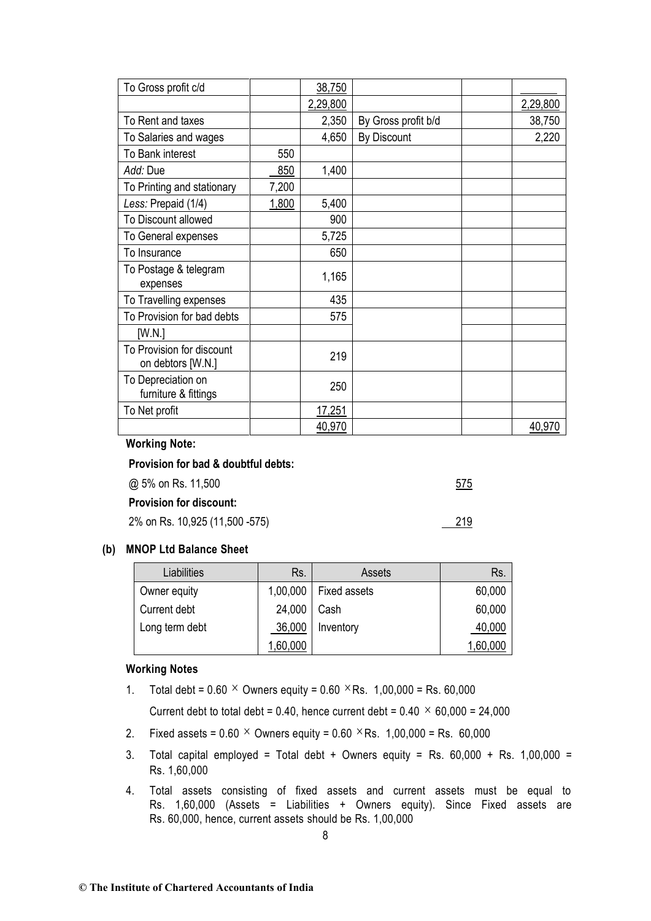| | | | | | |
|---|---|---|---|---|---|
| To Gross profit c/d | | 38,750 | | | |
| | | 2,29,800 | | | 2,29,800 |
| To Rent and taxes | | 2,350 | By Gross profit b/d | | 38,750 |
| To Salaries and wages | | 4,650 | By Discount | | 2,220 |
| To Bank interest | 550 | | | | |
| *Add:* Due | 850 | 1,400 | | | |
| To Printing and stationary | 7,200 | | | | |
| *Less:* Prepaid (1/4) | 1,800 | 5,400 | | | |
| To Discount allowed | | 900 | | | |
| To General expenses | | 5,725 | | | |
| To Insurance | | 650 | | | |
| To Postage & telegram expenses | | 1,165 | | | |
| To Travelling expenses | | 435 | | | |
| To Provision for bad debts [W.N.] | | 575 | | | |
| To Provision for discount on debtors [W.N.] | | 219 | | | |
| To Depreciation on furniture & fittings | | 250 | | | |
| To Net profit | | 17,251 | | | |
| | | 40,970 | | | 40,970 |

**Working Note:**

**Provision for bad & doubtful debts:**

@ 5% on Rs. 11,500 — 575

**Provision for discount:**

2% on Rs. 10,925 (11,500 -575) — 219

**(b) MNOP Ltd Balance Sheet**

| Liabilities | Rs. | Assets | Rs. |
|---|---|---|---|
| Owner equity | 1,00,000 | Fixed assets | 60,000 |
| Current debt | 24,000 | Cash | 60,000 |
| Long term debt | 36,000 | Inventory | 40,000 |
| | 1,60,000 | | 1,60,000 |

**Working Notes**

1. Total debt = $0.60 \times$ Owners equity = $0.60 \times$ Rs. 1,00,000 = Rs. 60,000

   Current debt to total debt = 0.40, hence current debt = $0.40 \times 60{,}000 = 24{,}000$

2. Fixed assets = $0.60 \times$ Owners equity = $0.60 \times$ Rs. 1,00,000 = Rs. 60,000

3. Total capital employed = Total debt + Owners equity = Rs. 60,000 + Rs. 1,00,000 = Rs. 1,60,000

4. Total assets consisting of fixed assets and current assets must be equal to Rs. 1,60,000 (Assets = Liabilities + Owners equity). Since Fixed assets are Rs. 60,000, hence, current assets should be Rs. 1,00,000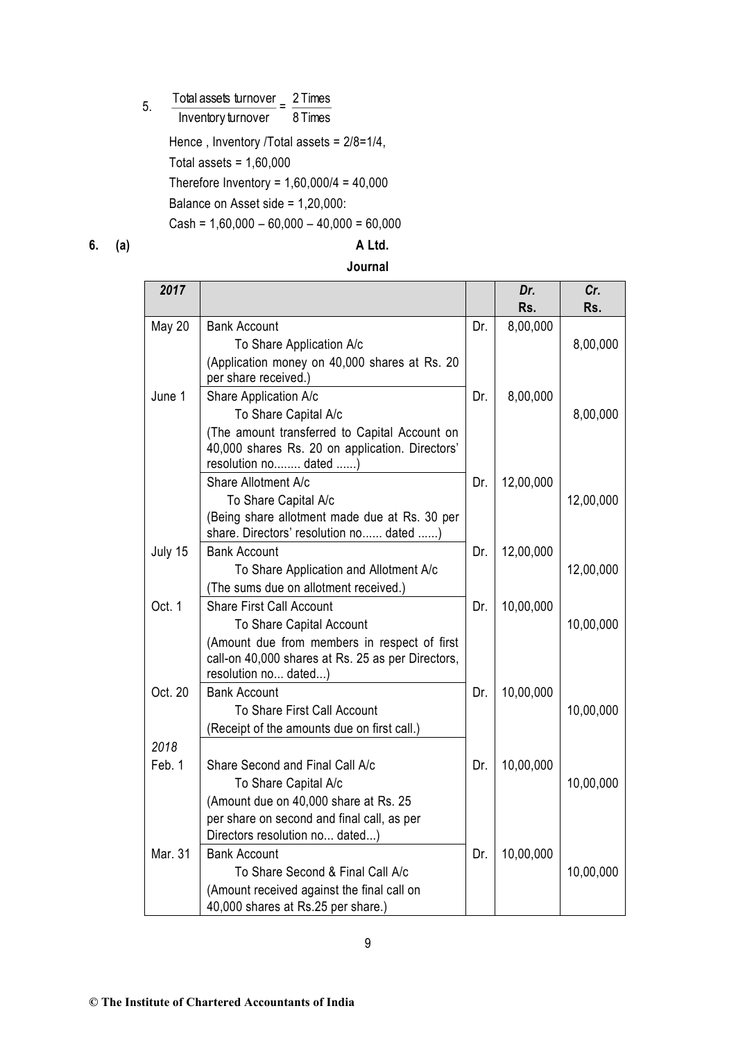5. $\frac{\text{Total assets turnover}}{\text{Inventory turnover}} = \frac{2 \text{ Times}}{8 \text{ Times}}$

Hence , Inventory /Total assets = 2/8=1/4,

Total assets = 1,60,000

Therefore Inventory = 1,60,000/4 = 40,000

Balance on Asset side = 1,20,000:

Cash = 1,60,000 – 60,000 – 40,000 = 60,000

**6. (a)**

**A Ltd.**

**Journal**

| *2017* | | | *Dr.* Rs. | *Cr.* Rs. |
|---|---|---|---|---|
| May 20 | Bank Account | Dr. | 8,00,000 | |
| | To Share Application A/c | | | 8,00,000 |
| | (Application money on 40,000 shares at Rs. 20 per share received.) | | | |
| June 1 | Share Application A/c | Dr. | 8,00,000 | |
| | To Share Capital A/c | | | 8,00,000 |
| | (The amount transferred to Capital Account on 40,000 shares Rs. 20 on application. Directors' resolution no........ dated ......) | | | |
| | Share Allotment A/c | Dr. | 12,00,000 | |
| | To Share Capital A/c | | | 12,00,000 |
| | (Being share allotment made due at Rs. 30 per share. Directors' resolution no...... dated ......) | | | |
| July 15 | Bank Account | Dr. | 12,00,000 | |
| | To Share Application and Allotment A/c | | | 12,00,000 |
| | (The sums due on allotment received.) | | | |
| Oct. 1 | Share First Call Account | Dr. | 10,00,000 | |
| | To Share Capital Account | | | 10,00,000 |
| | (Amount due from members in respect of first call-on 40,000 shares at Rs. 25 as per Directors, resolution no... dated...) | | | |
| Oct. 20 | Bank Account | Dr. | 10,00,000 | |
| | To Share First Call Account | | | 10,00,000 |
| | (Receipt of the amounts due on first call.) | | | |
| *2018* | | | | |
| Feb. 1 | Share Second and Final Call A/c | Dr. | 10,00,000 | |
| | To Share Capital A/c | | | 10,00,000 |
| | (Amount due on 40,000 share at Rs. 25 per share on second and final call, as per Directors resolution no... dated...) | | | |
| Mar. 31 | Bank Account | Dr. | 10,00,000 | |
| | To Share Second & Final Call A/c | | | 10,00,000 |
| | (Amount received against the final call on 40,000 shares at Rs.25 per share.) | | | |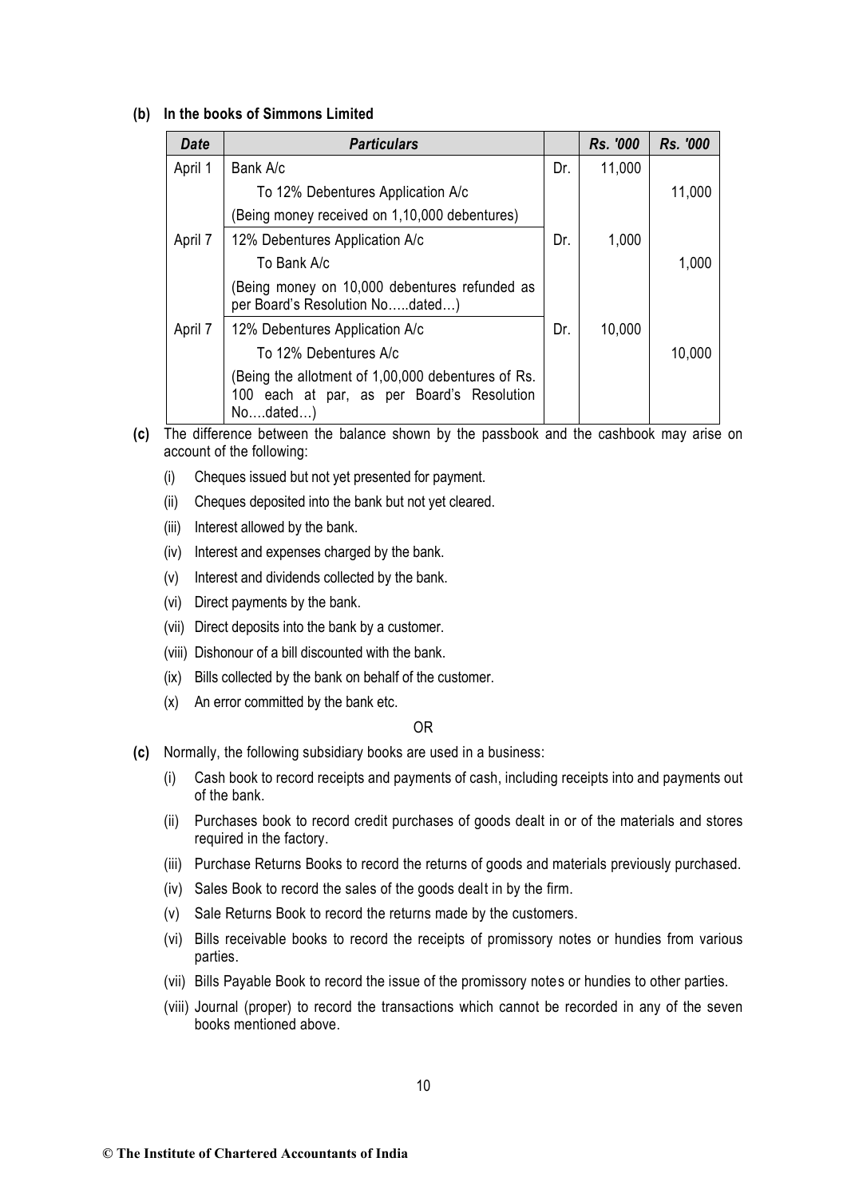**(b) In the books of Simmons Limited**

| Date | Particulars | | Rs. '000 | Rs. '000 |
|---|---|---|---|---|
| April 1 | Bank A/c | Dr. | 11,000 | |
| | To 12% Debentures Application A/c | | | 11,000 |
| | (Being money received on 1,10,000 debentures) | | | |
| April 7 | 12% Debentures Application A/c | Dr. | 1,000 | |
| | To Bank A/c | | | 1,000 |
| | (Being money on 10,000 debentures refunded as per Board's Resolution No…..dated…) | | | |
| April 7 | 12% Debentures Application A/c | Dr. | 10,000 | |
| | To 12% Debentures A/c | | | 10,000 |
| | (Being the allotment of 1,00,000 debentures of Rs. 100 each at par, as per Board's Resolution No….dated…) | | | |

**(c)** The difference between the balance shown by the passbook and the cashbook may arise on account of the following:

(i) Cheques issued but not yet presented for payment.

(ii) Cheques deposited into the bank but not yet cleared.

(iii) Interest allowed by the bank.

(iv) Interest and expenses charged by the bank.

(v) Interest and dividends collected by the bank.

(vi) Direct payments by the bank.

(vii) Direct deposits into the bank by a customer.

(viii) Dishonour of a bill discounted with the bank.

(ix) Bills collected by the bank on behalf of the customer.

(x) An error committed by the bank etc.

OR

**(c)** Normally, the following subsidiary books are used in a business:

(i) Cash book to record receipts and payments of cash, including receipts into and payments out of the bank.

(ii) Purchases book to record credit purchases of goods dealt in or of the materials and stores required in the factory.

(iii) Purchase Returns Books to record the returns of goods and materials previously purchased.

(iv) Sales Book to record the sales of the goods dealt in by the firm.

(v) Sale Returns Book to record the returns made by the customers.

(vi) Bills receivable books to record the receipts of promissory notes or hundies from various parties.

(vii) Bills Payable Book to record the issue of the promissory notes or hundies to other parties.

(viii) Journal (proper) to record the transactions which cannot be recorded in any of the seven books mentioned above.